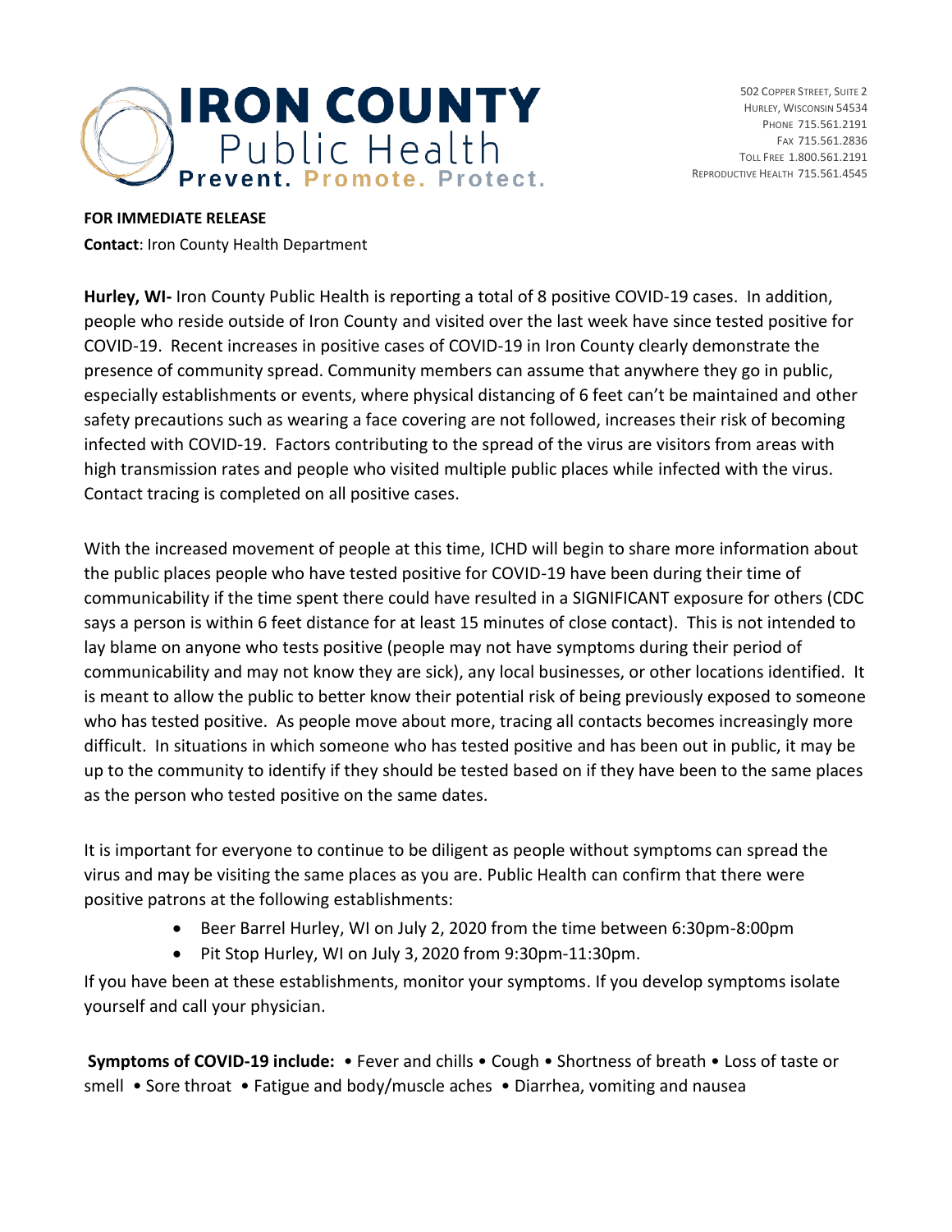**IRON COUNTY** Public Health
**Prevent. Promote. Protect.**

502 Copper Street, Suite 2
Hurley, Wisconsin 54534
Phone 715.561.2191
Fax 715.561.2836
Toll Free 1.800.561.2191
Reproductive Health 715.561.4545

**FOR IMMEDIATE RELEASE**
**Contact**: Iron County Health Department

**Hurley, WI-** Iron County Public Health is reporting a total of 8 positive COVID-19 cases. In addition, people who reside outside of Iron County and visited over the last week have since tested positive for COVID-19. Recent increases in positive cases of COVID-19 in Iron County clearly demonstrate the presence of community spread. Community members can assume that anywhere they go in public, especially establishments or events, where physical distancing of 6 feet can't be maintained and other safety precautions such as wearing a face covering are not followed, increases their risk of becoming infected with COVID-19. Factors contributing to the spread of the virus are visitors from areas with high transmission rates and people who visited multiple public places while infected with the virus. Contact tracing is completed on all positive cases.

With the increased movement of people at this time, ICHD will begin to share more information about the public places people who have tested positive for COVID-19 have been during their time of communicability if the time spent there could have resulted in a SIGNIFICANT exposure for others (CDC says a person is within 6 feet distance for at least 15 minutes of close contact). This is not intended to lay blame on anyone who tests positive (people may not have symptoms during their period of communicability and may not know they are sick), any local businesses, or other locations identified. It is meant to allow the public to better know their potential risk of being previously exposed to someone who has tested positive. As people move about more, tracing all contacts becomes increasingly more difficult. In situations in which someone who has tested positive and has been out in public, it may be up to the community to identify if they should be tested based on if they have been to the same places as the person who tested positive on the same dates.

It is important for everyone to continue to be diligent as people without symptoms can spread the virus and may be visiting the same places as you are. Public Health can confirm that there were positive patrons at the following establishments:

- Beer Barrel Hurley, WI on July 2, 2020 from the time between 6:30pm-8:00pm
- Pit Stop Hurley, WI on July 3, 2020 from 9:30pm-11:30pm.

If you have been at these establishments, monitor your symptoms. If you develop symptoms isolate yourself and call your physician.

**Symptoms of COVID-19 include:** • Fever and chills • Cough • Shortness of breath • Loss of taste or smell • Sore throat • Fatigue and body/muscle aches • Diarrhea, vomiting and nausea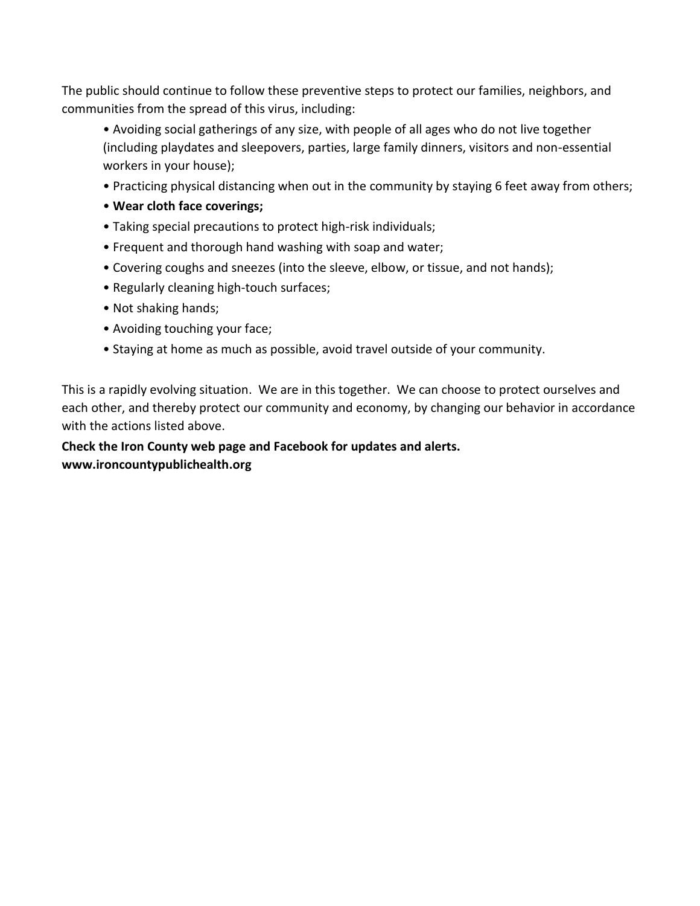The public should continue to follow these preventive steps to protect our families, neighbors, and communities from the spread of this virus, including:

- Avoiding social gatherings of any size, with people of all ages who do not live together (including playdates and sleepovers, parties, large family dinners, visitors and non-essential workers in your house);
- Practicing physical distancing when out in the community by staying 6 feet away from others;
- **Wear cloth face coverings;**
- Taking special precautions to protect high-risk individuals;
- Frequent and thorough hand washing with soap and water;
- Covering coughs and sneezes (into the sleeve, elbow, or tissue, and not hands);
- Regularly cleaning high-touch surfaces;
- Not shaking hands;
- Avoiding touching your face;
- Staying at home as much as possible, avoid travel outside of your community.

This is a rapidly evolving situation. We are in this together. We can choose to protect ourselves and each other, and thereby protect our community and economy, by changing our behavior in accordance with the actions listed above.

**Check the Iron County web page and Facebook for updates and alerts.**
**www.ironcountypublichealth.org**